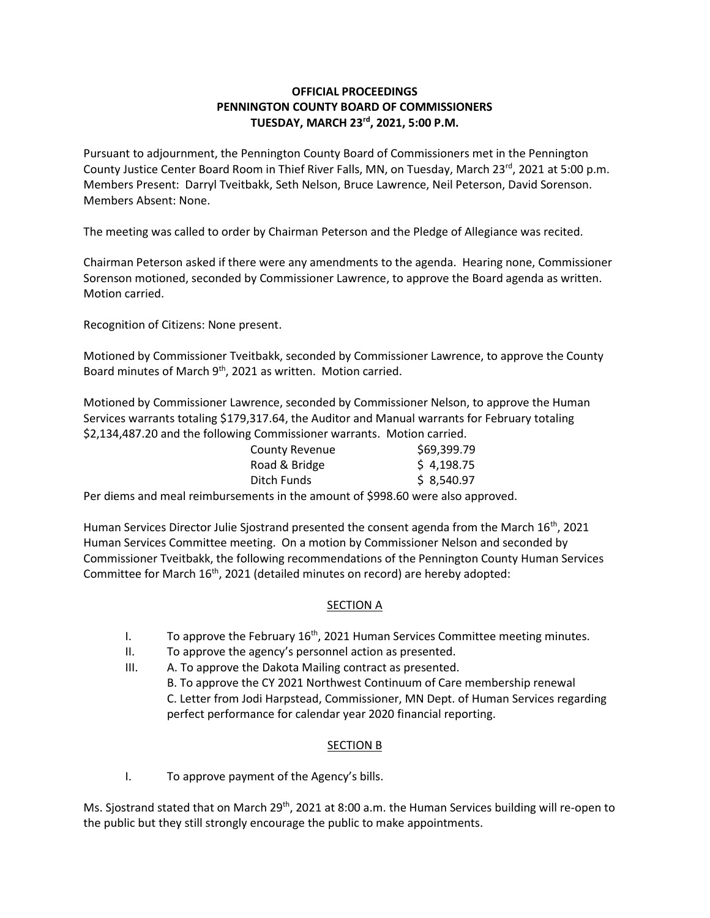# OFFICIAL PROCEEDINGS
# PENNINGTON COUNTY BOARD OF COMMISSIONERS
# TUESDAY, MARCH 23rd, 2021, 5:00 P.M.

Pursuant to adjournment, the Pennington County Board of Commissioners met in the Pennington County Justice Center Board Room in Thief River Falls, MN, on Tuesday, March 23rd, 2021 at 5:00 p.m. Members Present: Darryl Tveitbakk, Seth Nelson, Bruce Lawrence, Neil Peterson, David Sorenson. Members Absent: None.

The meeting was called to order by Chairman Peterson and the Pledge of Allegiance was recited.

Chairman Peterson asked if there were any amendments to the agenda. Hearing none, Commissioner Sorenson motioned, seconded by Commissioner Lawrence, to approve the Board agenda as written. Motion carried.

Recognition of Citizens: None present.

Motioned by Commissioner Tveitbakk, seconded by Commissioner Lawrence, to approve the County Board minutes of March 9th, 2021 as written. Motion carried.

Motioned by Commissioner Lawrence, seconded by Commissioner Nelson, to approve the Human Services warrants totaling $179,317.64, the Auditor and Manual warrants for February totaling $2,134,487.20 and the following Commissioner warrants. Motion carried.

| | |
|---|---|
| County Revenue | $69,399.79 |
| Road & Bridge | $ 4,198.75 |
| Ditch Funds | $ 8,540.97 |

Per diems and meal reimbursements in the amount of $998.60 were also approved.

Human Services Director Julie Sjostrand presented the consent agenda from the March 16th, 2021 Human Services Committee meeting. On a motion by Commissioner Nelson and seconded by Commissioner Tveitbakk, the following recommendations of the Pennington County Human Services Committee for March 16th, 2021 (detailed minutes on record) are hereby adopted:

## SECTION A

I. To approve the February 16th, 2021 Human Services Committee meeting minutes.

II. To approve the agency's personnel action as presented.

III. A. To approve the Dakota Mailing contract as presented.
B. To approve the CY 2021 Northwest Continuum of Care membership renewal
C. Letter from Jodi Harpstead, Commissioner, MN Dept. of Human Services regarding perfect performance for calendar year 2020 financial reporting.

## SECTION B

I. To approve payment of the Agency's bills.

Ms. Sjostrand stated that on March 29th, 2021 at 8:00 a.m. the Human Services building will re-open to the public but they still strongly encourage the public to make appointments.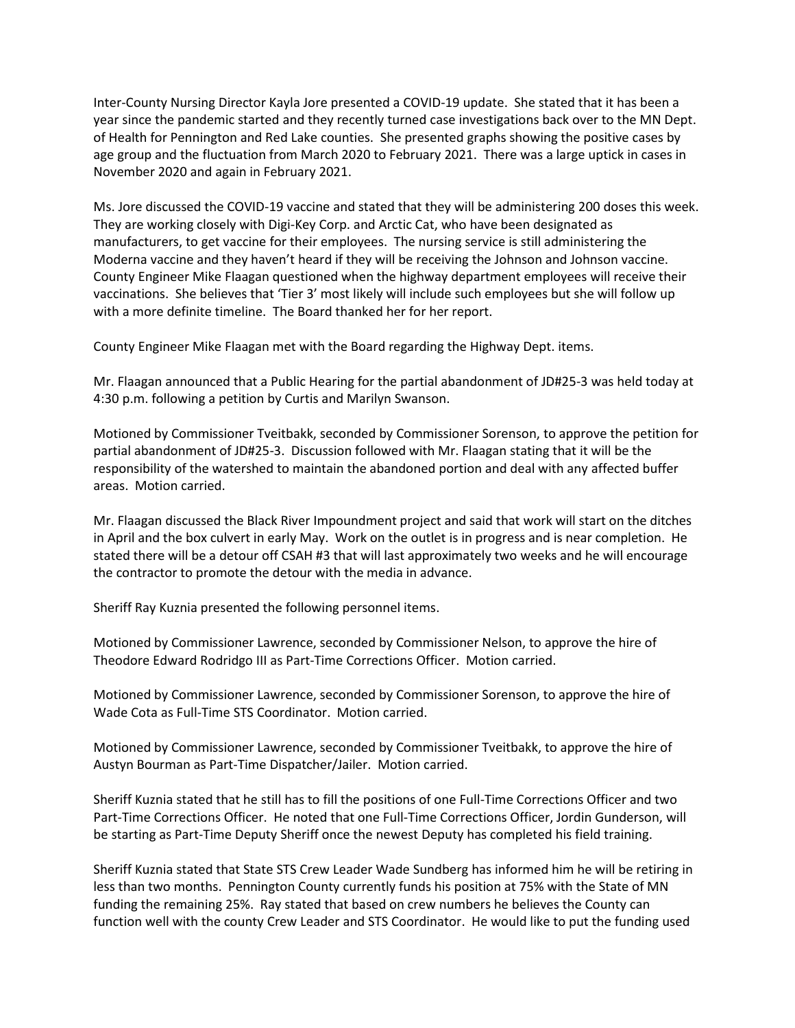Inter-County Nursing Director Kayla Jore presented a COVID-19 update. She stated that it has been a year since the pandemic started and they recently turned case investigations back over to the MN Dept. of Health for Pennington and Red Lake counties. She presented graphs showing the positive cases by age group and the fluctuation from March 2020 to February 2021. There was a large uptick in cases in November 2020 and again in February 2021.

Ms. Jore discussed the COVID-19 vaccine and stated that they will be administering 200 doses this week. They are working closely with Digi-Key Corp. and Arctic Cat, who have been designated as manufacturers, to get vaccine for their employees. The nursing service is still administering the Moderna vaccine and they haven't heard if they will be receiving the Johnson and Johnson vaccine. County Engineer Mike Flaagan questioned when the highway department employees will receive their vaccinations. She believes that 'Tier 3' most likely will include such employees but she will follow up with a more definite timeline. The Board thanked her for her report.

County Engineer Mike Flaagan met with the Board regarding the Highway Dept. items.

Mr. Flaagan announced that a Public Hearing for the partial abandonment of JD#25-3 was held today at 4:30 p.m. following a petition by Curtis and Marilyn Swanson.

Motioned by Commissioner Tveitbakk, seconded by Commissioner Sorenson, to approve the petition for partial abandonment of JD#25-3. Discussion followed with Mr. Flaagan stating that it will be the responsibility of the watershed to maintain the abandoned portion and deal with any affected buffer areas. Motion carried.

Mr. Flaagan discussed the Black River Impoundment project and said that work will start on the ditches in April and the box culvert in early May. Work on the outlet is in progress and is near completion. He stated there will be a detour off CSAH #3 that will last approximately two weeks and he will encourage the contractor to promote the detour with the media in advance.

Sheriff Ray Kuznia presented the following personnel items.

Motioned by Commissioner Lawrence, seconded by Commissioner Nelson, to approve the hire of Theodore Edward Rodridgo III as Part-Time Corrections Officer. Motion carried.

Motioned by Commissioner Lawrence, seconded by Commissioner Sorenson, to approve the hire of Wade Cota as Full-Time STS Coordinator. Motion carried.

Motioned by Commissioner Lawrence, seconded by Commissioner Tveitbakk, to approve the hire of Austyn Bourman as Part-Time Dispatcher/Jailer. Motion carried.

Sheriff Kuznia stated that he still has to fill the positions of one Full-Time Corrections Officer and two Part-Time Corrections Officer. He noted that one Full-Time Corrections Officer, Jordin Gunderson, will be starting as Part-Time Deputy Sheriff once the newest Deputy has completed his field training.

Sheriff Kuznia stated that State STS Crew Leader Wade Sundberg has informed him he will be retiring in less than two months. Pennington County currently funds his position at 75% with the State of MN funding the remaining 25%. Ray stated that based on crew numbers he believes the County can function well with the county Crew Leader and STS Coordinator. He would like to put the funding used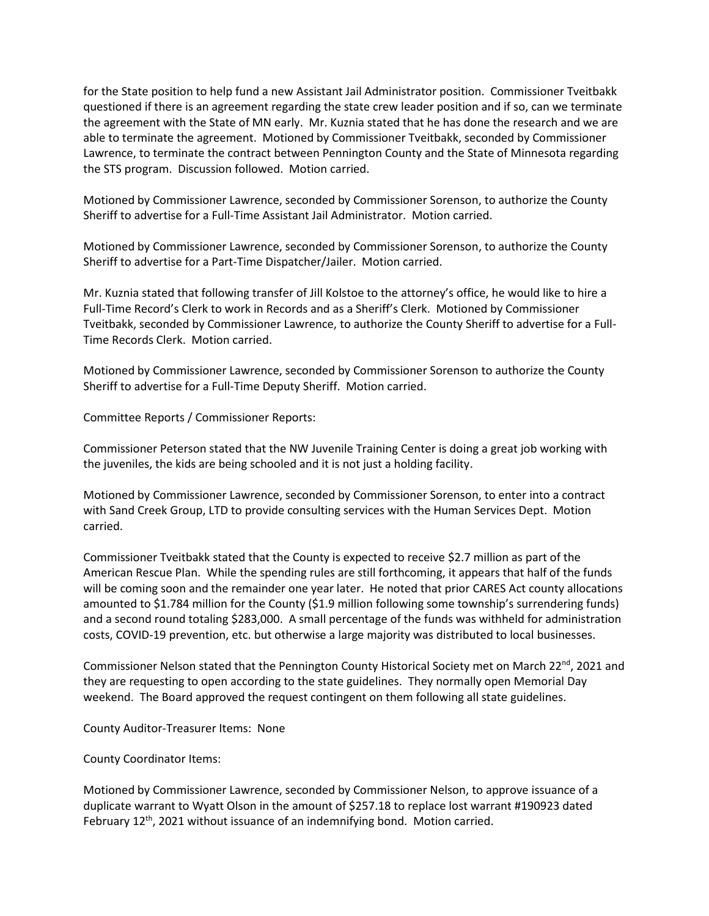for the State position to help fund a new Assistant Jail Administrator position. Commissioner Tveitbakk questioned if there is an agreement regarding the state crew leader position and if so, can we terminate the agreement with the State of MN early. Mr. Kuznia stated that he has done the research and we are able to terminate the agreement. Motioned by Commissioner Tveitbakk, seconded by Commissioner Lawrence, to terminate the contract between Pennington County and the State of Minnesota regarding the STS program. Discussion followed. Motion carried.

Motioned by Commissioner Lawrence, seconded by Commissioner Sorenson, to authorize the County Sheriff to advertise for a Full-Time Assistant Jail Administrator. Motion carried.

Motioned by Commissioner Lawrence, seconded by Commissioner Sorenson, to authorize the County Sheriff to advertise for a Part-Time Dispatcher/Jailer. Motion carried.

Mr. Kuznia stated that following transfer of Jill Kolstoe to the attorney's office, he would like to hire a Full-Time Record's Clerk to work in Records and as a Sheriff's Clerk. Motioned by Commissioner Tveitbakk, seconded by Commissioner Lawrence, to authorize the County Sheriff to advertise for a Full-Time Records Clerk. Motion carried.

Motioned by Commissioner Lawrence, seconded by Commissioner Sorenson to authorize the County Sheriff to advertise for a Full-Time Deputy Sheriff. Motion carried.

Committee Reports / Commissioner Reports:

Commissioner Peterson stated that the NW Juvenile Training Center is doing a great job working with the juveniles, the kids are being schooled and it is not just a holding facility.

Motioned by Commissioner Lawrence, seconded by Commissioner Sorenson, to enter into a contract with Sand Creek Group, LTD to provide consulting services with the Human Services Dept. Motion carried.

Commissioner Tveitbakk stated that the County is expected to receive $2.7 million as part of the American Rescue Plan. While the spending rules are still forthcoming, it appears that half of the funds will be coming soon and the remainder one year later. He noted that prior CARES Act county allocations amounted to $1.784 million for the County ($1.9 million following some township's surrendering funds) and a second round totaling $283,000. A small percentage of the funds was withheld for administration costs, COVID-19 prevention, etc. but otherwise a large majority was distributed to local businesses.

Commissioner Nelson stated that the Pennington County Historical Society met on March 22nd, 2021 and they are requesting to open according to the state guidelines. They normally open Memorial Day weekend. The Board approved the request contingent on them following all state guidelines.

County Auditor-Treasurer Items: None

County Coordinator Items:

Motioned by Commissioner Lawrence, seconded by Commissioner Nelson, to approve issuance of a duplicate warrant to Wyatt Olson in the amount of $257.18 to replace lost warrant #190923 dated February 12th, 2021 without issuance of an indemnifying bond. Motion carried.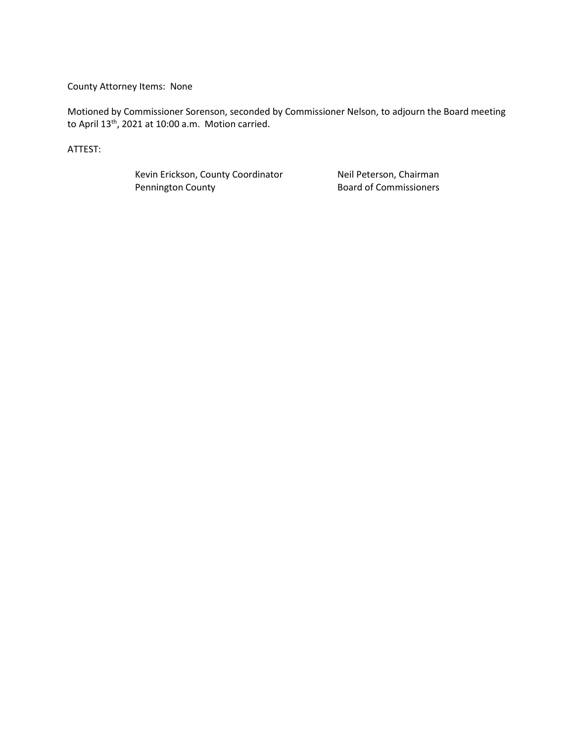County Attorney Items: None

Motioned by Commissioner Sorenson, seconded by Commissioner Nelson, to adjourn the Board meeting to April 13th, 2021 at 10:00 a.m. Motion carried.

ATTEST:

Kevin Erickson, County Coordinator
Pennington County

Neil Peterson, Chairman
Board of Commissioners